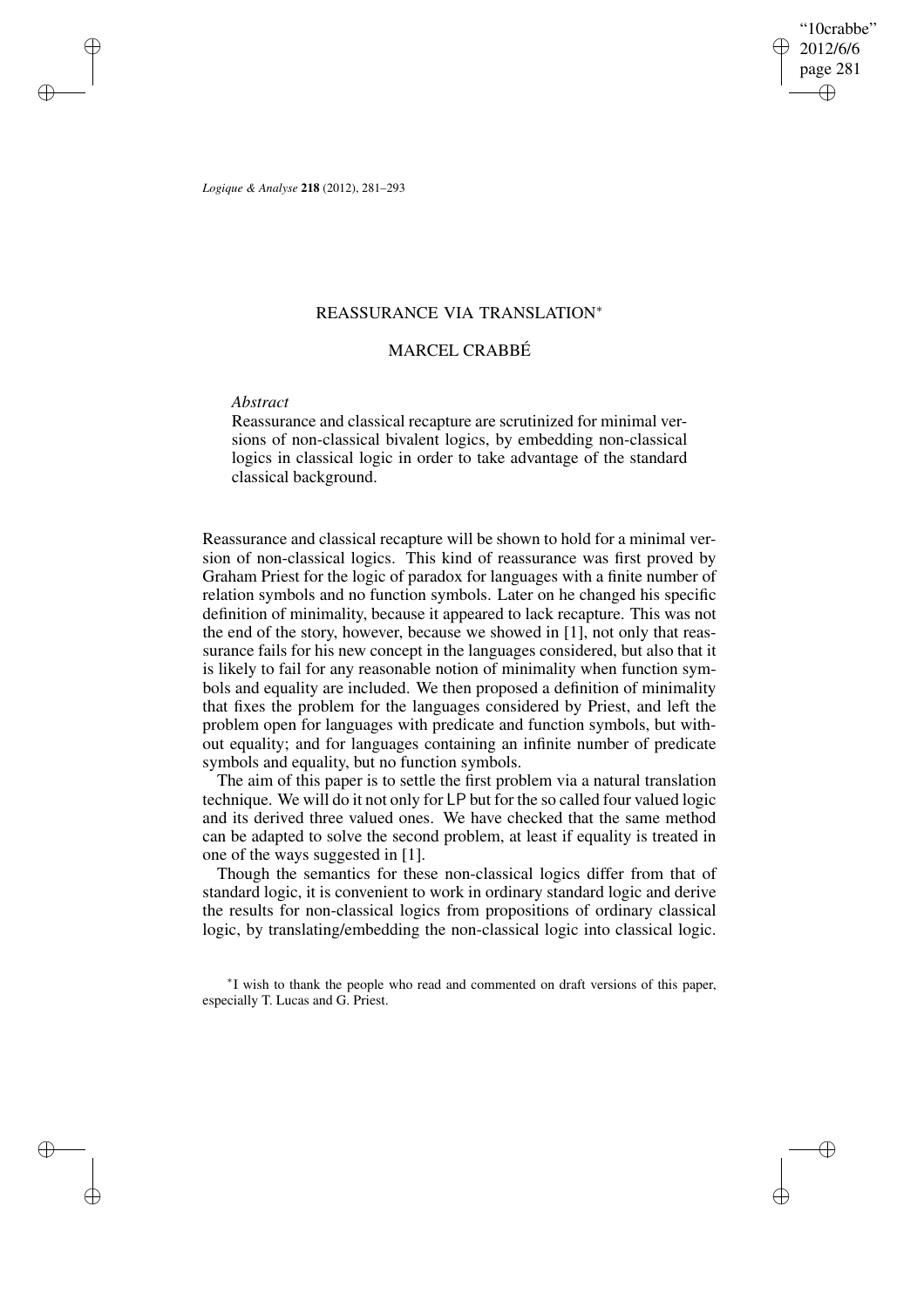# REASSURANCE VIA TRANSLATION*

## MARCEL CRABBÉ

*Abstract*

Reassurance and classical recapture are scrutinized for minimal versions of non-classical bivalent logics, by embedding non-classical logics in classical logic in order to take advantage of the standard classical background.

Reassurance and classical recapture will be shown to hold for a minimal version of non-classical logics. This kind of reassurance was first proved by Graham Priest for the logic of paradox for languages with a finite number of relation symbols and no function symbols. Later on he changed his specific definition of minimality, because it appeared to lack recapture. This was not the end of the story, however, because we showed in [1], not only that reassurance fails for his new concept in the languages considered, but also that it is likely to fail for any reasonable notion of minimality when function symbols and equality are included. We then proposed a definition of minimality that fixes the problem for the languages considered by Priest, and left the problem open for languages with predicate and function symbols, but without equality; and for languages containing an infinite number of predicate symbols and equality, but no function symbols.

The aim of this paper is to settle the first problem via a natural translation technique. We will do it not only for LP but for the so called four valued logic and its derived three valued ones. We have checked that the same method can be adapted to solve the second problem, at least if equality is treated in one of the ways suggested in [1].

Though the semantics for these non-classical logics differ from that of standard logic, it is convenient to work in ordinary standard logic and derive the results for non-classical logics from propositions of ordinary classical logic, by translating/embedding the non-classical logic into classical logic.

*I wish to thank the people who read and commented on draft versions of this paper, especially T. Lucas and G. Priest.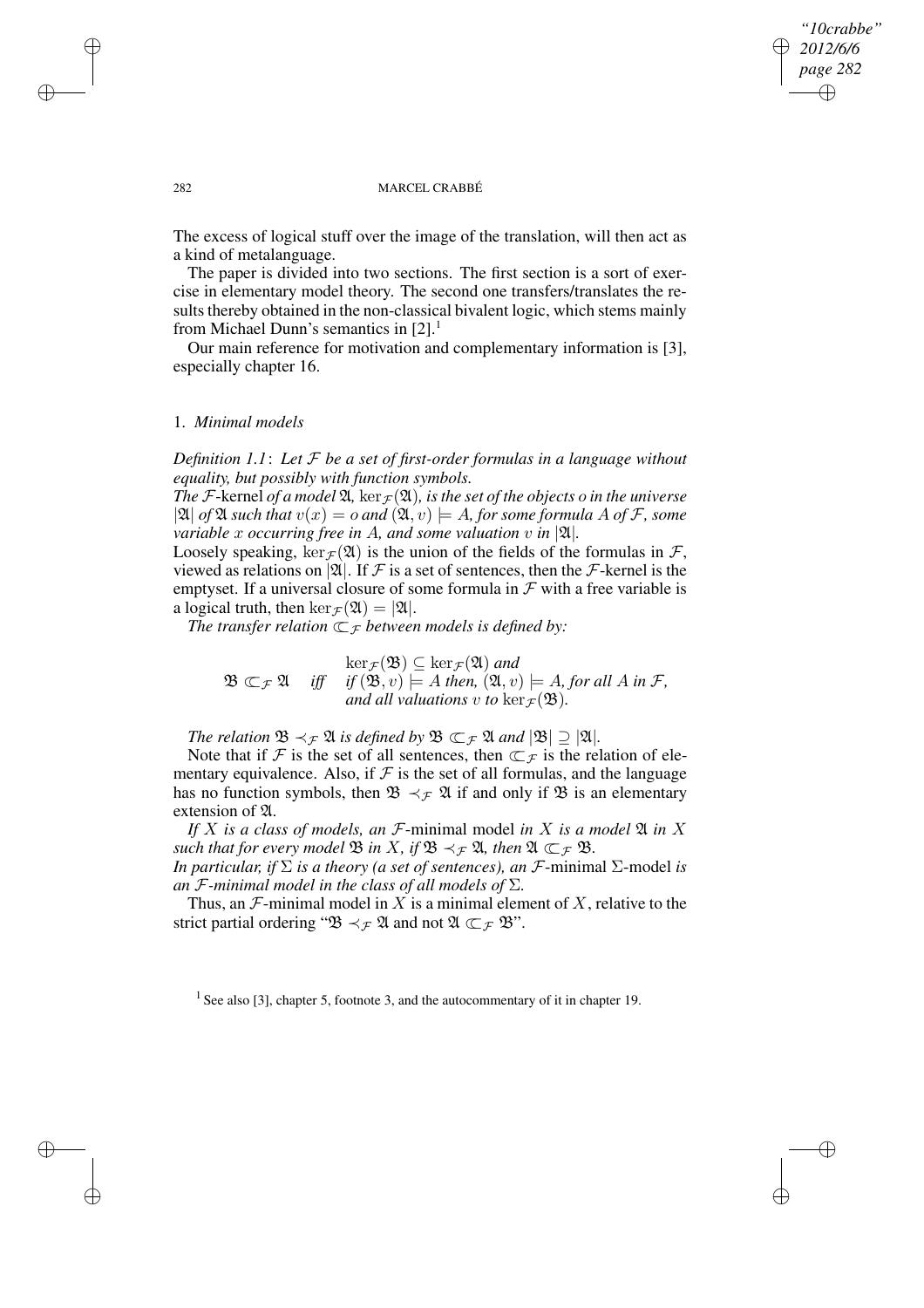The excess of logical stuff over the image of the translation, will then act as a kind of metalanguage.

The paper is divided into two sections. The first section is a sort of exercise in elementary model theory. The second one transfers/translates the results thereby obtained in the non-classical bivalent logic, which stems mainly from Michael Dunn's semantics in [2].[1]

Our main reference for motivation and complementary information is [3], especially chapter 16.

## 1. *Minimal models*

*Definition 1.1*: *Let $\mathcal{F}$ be a set of first-order formulas in a language without equality, but possibly with function symbols.*

*The* $\mathcal{F}$-kernel *of a model* $\mathfrak{A}$, $\ker_{\mathcal{F}}(\mathfrak{A})$, *is the set of the objects $o$ in the universe $|\mathfrak{A}|$ of $\mathfrak{A}$ such that $v(x) = o$ and $(\mathfrak{A}, v) \models A$, for some formula $A$ of $\mathcal{F}$, some variable $x$ occurring free in $A$, and some valuation $v$ in $|\mathfrak{A}|$.*

Loosely speaking, $\ker_{\mathcal{F}}(\mathfrak{A})$ is the union of the fields of the formulas in $\mathcal{F}$, viewed as relations on $|\mathfrak{A}|$. If $\mathcal{F}$ is a set of sentences, then the $\mathcal{F}$-kernel is the emptyset. If a universal closure of some formula in $\mathcal{F}$ with a free variable is a logical truth, then $\ker_{\mathcal{F}}(\mathfrak{A}) = |\mathfrak{A}|$.

*The transfer relation $\subset\!\!\!\!\subset_{\mathcal{F}}$ between models is defined by:*

$$\mathfrak{B} \subset\!\!\!\!\subset_{\mathcal{F}} \mathfrak{A} \quad \text{iff} \quad \begin{array}{l} \ker_{\mathcal{F}}(\mathfrak{B}) \subseteq \ker_{\mathcal{F}}(\mathfrak{A}) \text{ and} \\ \text{if } (\mathfrak{B}, v) \models A \text{ then, } (\mathfrak{A}, v) \models A, \text{ for all } A \text{ in } \mathcal{F}, \\ \text{and all valuations } v \text{ to } \ker_{\mathcal{F}}(\mathfrak{B}). \end{array}$$

*The relation $\mathfrak{B} \prec_{\mathcal{F}} \mathfrak{A}$ is defined by $\mathfrak{B} \subset\!\!\!\!\subset_{\mathcal{F}} \mathfrak{A}$ and $|\mathfrak{B}| \supseteq |\mathfrak{A}|$.*

Note that if $\mathcal{F}$ is the set of all sentences, then $\subset\!\!\!\!\subset_{\mathcal{F}}$ is the relation of elementary equivalence. Also, if $\mathcal{F}$ is the set of all formulas, and the language has no function symbols, then $\mathfrak{B} \prec_{\mathcal{F}} \mathfrak{A}$ if and only if $\mathfrak{B}$ is an elementary extension of $\mathfrak{A}$.

*If $X$ is a class of models, an $\mathcal{F}$-*minimal model *in $X$ is a model $\mathfrak{A}$ in $X$ such that for every model $\mathfrak{B}$ in $X$, if $\mathfrak{B} \prec_{\mathcal{F}} \mathfrak{A}$, then $\mathfrak{A} \subset\!\!\!\!\subset_{\mathcal{F}} \mathfrak{B}$.*

*In particular, if $\Sigma$ is a theory (a set of sentences), an $\mathcal{F}$-*minimal $\Sigma$-model *is an $\mathcal{F}$-minimal model in the class of all models of $\Sigma$.*

Thus, an $\mathcal{F}$-minimal model in $X$ is a minimal element of $X$, relative to the strict partial ordering "$\mathfrak{B} \prec_{\mathcal{F}} \mathfrak{A}$ and not $\mathfrak{A} \subset\!\!\!\!\subset_{\mathcal{F}} \mathfrak{B}$".

[1] See also [3], chapter 5, footnote 3, and the autocommentary of it in chapter 19.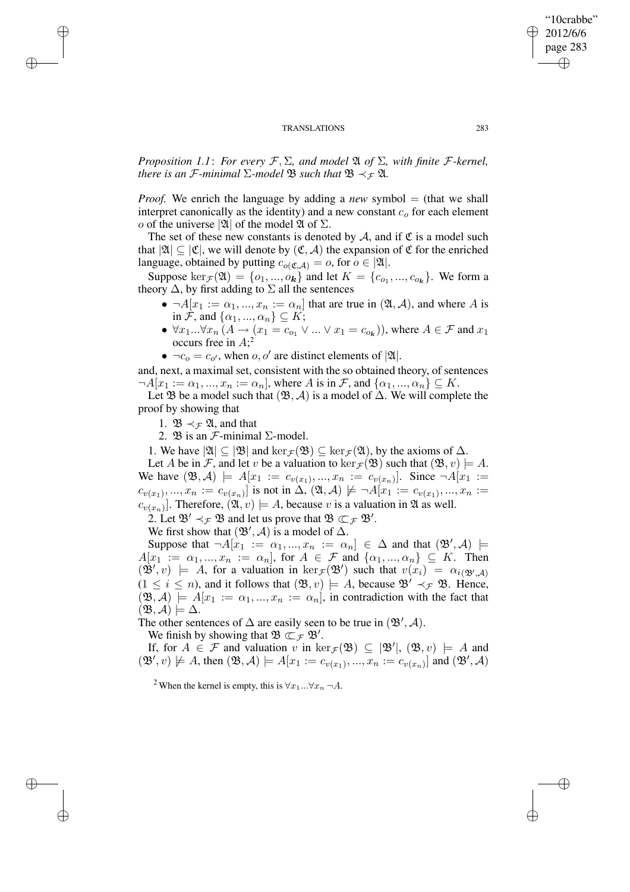*Proposition 1.1*: *For every $\mathcal{F}, \Sigma$, and model $\mathfrak{A}$ of $\Sigma$, with finite $\mathcal{F}$-kernel, there is an $\mathcal{F}$-minimal $\Sigma$-model $\mathfrak{B}$ such that $\mathfrak{B} \prec_{\mathcal{F}} \mathfrak{A}$.*

*Proof.* We enrich the language by adding a *new* symbol $=$ (that we shall interpret canonically as the identity) and a new constant $c_o$ for each element $o$ of the universe $|\mathfrak{A}|$ of the model $\mathfrak{A}$ of $\Sigma$.

The set of these new constants is denoted by $\mathcal{A}$, and if $\mathfrak{C}$ is a model such that $|\mathfrak{A}| \subseteq |\mathfrak{C}|$, we will denote by $(\mathfrak{C}, \mathcal{A})$ the expansion of $\mathfrak{C}$ for the enriched language, obtained by putting $c_{o(\mathfrak{C},\mathcal{A})} = o$, for $o \in |\mathfrak{A}|$.

Suppose $\ker_{\mathcal{F}}(\mathfrak{A}) = \{o_1, ..., o_k\}$ and let $K = \{c_{o_1}, ..., c_{o_k}\}$. We form a theory $\Delta$, by first adding to $\Sigma$ all the sentences

- $\neg A[x_1 := \alpha_1, ..., x_n := \alpha_n]$ that are true in $(\mathfrak{A}, \mathcal{A})$, and where $A$ is in $\mathcal{F}$, and $\{\alpha_1, ..., \alpha_n\} \subseteq K$;
- $\forall x_1 ... \forall x_n (A \rightarrow (x_1 = c_{o_1} \vee ... \vee x_1 = c_{o_k}))$, where $A \in \mathcal{F}$ and $x_1$ occurs free in $A$;[2]
- $\neg c_o = c_{o'}$, when $o, o'$ are distinct elements of $|\mathfrak{A}|$.

and, next, a maximal set, consistent with the so obtained theory, of sentences $\neg A[x_1 := \alpha_1, ..., x_n := \alpha_n]$, where $A$ is in $\mathcal{F}$, and $\{\alpha_1, ..., \alpha_n\} \subseteq K$.

Let $\mathfrak{B}$ be a model such that $(\mathfrak{B}, \mathcal{A})$ is a model of $\Delta$. We will complete the proof by showing that

1. $\mathfrak{B} \prec_{\mathcal{F}} \mathfrak{A}$, and that
2. $\mathfrak{B}$ is an $\mathcal{F}$-minimal $\Sigma$-model.

1. We have $|\mathfrak{A}| \subseteq |\mathfrak{B}|$ and $\ker_{\mathcal{F}}(\mathfrak{B}) \subseteq \ker_{\mathcal{F}}(\mathfrak{A})$, by the axioms of $\Delta$.

Let $A$ be in $\mathcal{F}$, and let $v$ be a valuation to $\ker_{\mathcal{F}}(\mathfrak{B})$ such that $(\mathfrak{B}, v) \models A$. We have $(\mathfrak{B}, \mathcal{A}) \models A[x_1 := c_{v(x_1)}, ..., x_n := c_{v(x_n)}]$. Since $\neg A[x_1 := c_{v(x_1)}, ..., x_n := c_{v(x_n)}]$ is not in $\Delta$, $(\mathfrak{A}, \mathcal{A}) \not\models \neg A[x_1 := c_{v(x_1)}, ..., x_n := c_{v(x_n)}]$. Therefore, $(\mathfrak{A}, v) \models A$, because $v$ is a valuation in $\mathfrak{A}$ as well.

2. Let $\mathfrak{B}' \prec_{\mathcal{F}} \mathfrak{B}$ and let us prove that $\mathfrak{B} \subset\!\!\!\subset_{\mathcal{F}} \mathfrak{B}'$.

We first show that $(\mathfrak{B}', \mathcal{A})$ is a model of $\Delta$.

Suppose that $\neg A[x_1 := \alpha_1, ..., x_n := \alpha_n] \in \Delta$ and that $(\mathfrak{B}', \mathcal{A}) \models A[x_1 := \alpha_1, ..., x_n := \alpha_n]$, for $A \in \mathcal{F}$ and $\{\alpha_1, ..., \alpha_n\} \subseteq K$. Then $(\mathfrak{B}', v) \models A$, for a valuation in $\ker_{\mathcal{F}}(\mathfrak{B}')$ such that $v(x_i) = \alpha_{i(\mathfrak{B}',\mathcal{A})}$ $(1 \leq i \leq n)$, and it follows that $(\mathfrak{B}, v) \models A$, because $\mathfrak{B}' \prec_{\mathcal{F}} \mathfrak{B}$. Hence, $(\mathfrak{B}, \mathcal{A}) \models A[x_1 := \alpha_1, ..., x_n := \alpha_n]$, in contradiction with the fact that $(\mathfrak{B}, \mathcal{A}) \models \Delta$.

The other sentences of $\Delta$ are easily seen to be true in $(\mathfrak{B}', \mathcal{A})$.

We finish by showing that $\mathfrak{B} \subset\!\!\!\subset_{\mathcal{F}} \mathfrak{B}'$.

If, for $A \in \mathcal{F}$ and valuation $v$ in $\ker_{\mathcal{F}}(\mathfrak{B}) \subseteq |\mathfrak{B}'|$, $(\mathfrak{B}, v) \models A$ and $(\mathfrak{B}', v) \not\models A$, then $(\mathfrak{B}, \mathcal{A}) \models A[x_1 := c_{v(x_1)}, ..., x_n := c_{v(x_n)}]$ and $(\mathfrak{B}', \mathcal{A})$

[2] When the kernel is empty, this is $\forall x_1 ... \forall x_n \neg A$.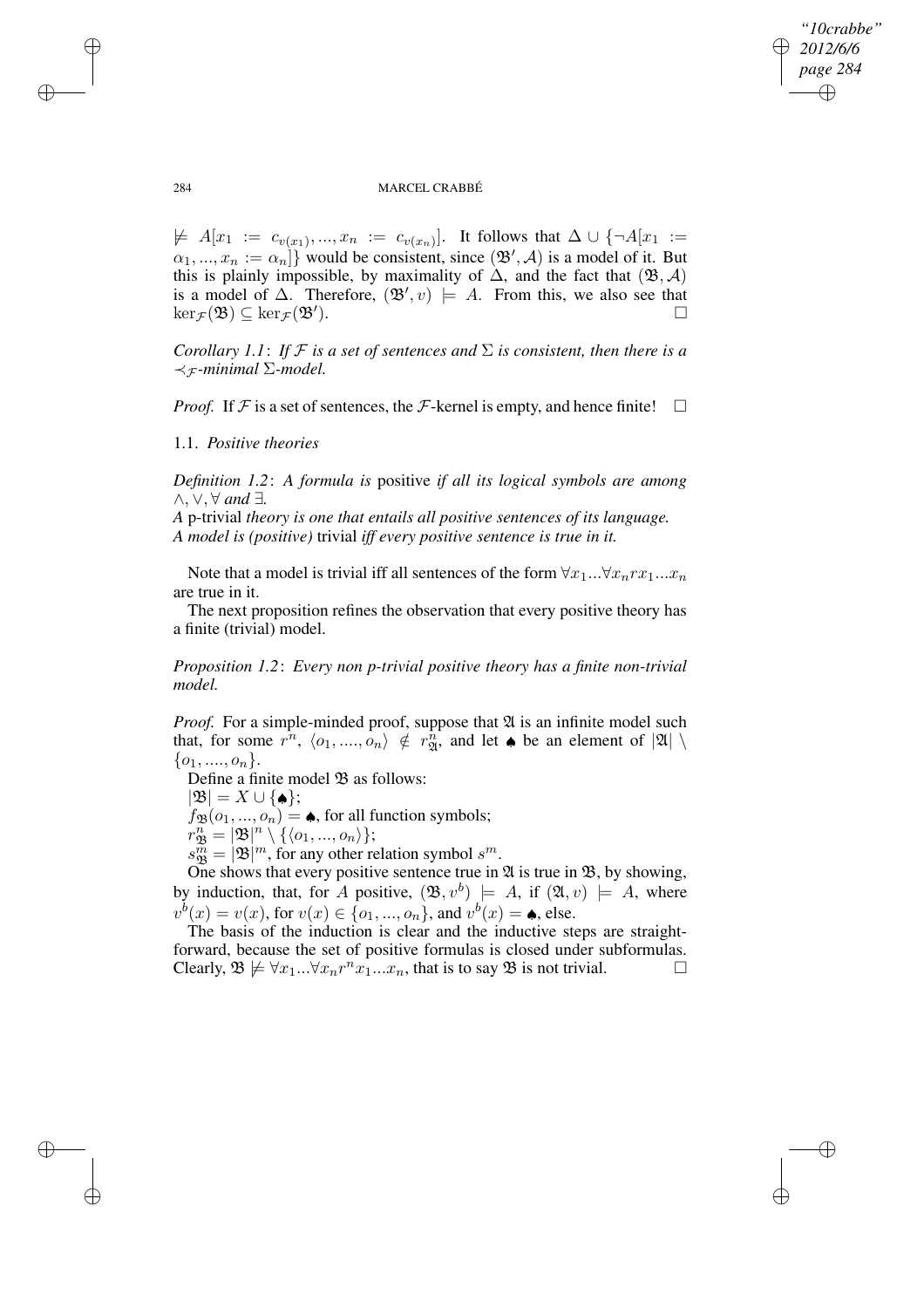$\not\models A[x_1 := c_{v(x_1)}, ..., x_n := c_{v(x_n)}]$. It follows that $\Delta \cup \{\neg A[x_1 := \alpha_1, ..., x_n := \alpha_n]\}$ would be consistent, since $(\mathfrak{B}', \mathcal{A})$ is a model of it. But this is plainly impossible, by maximality of $\Delta$, and the fact that $(\mathfrak{B}, \mathcal{A})$ is a model of $\Delta$. Therefore, $(\mathfrak{B}', v) \models A$. From this, we also see that $\ker_{\mathcal{F}}(\mathfrak{B}) \subseteq \ker_{\mathcal{F}}(\mathfrak{B}')$. □

*Corollary 1.1*: *If $\mathcal{F}$ is a set of sentences and $\Sigma$ is consistent, then there is a $\prec_{\mathcal{F}}$-minimal $\Sigma$-model.*

*Proof.* If $\mathcal{F}$ is a set of sentences, the $\mathcal{F}$-kernel is empty, and hence finite! □

### 1.1. *Positive theories*

*Definition 1.2*: *A formula is* positive *if all its logical symbols are among $\wedge, \vee, \forall$ and $\exists$.*
*A* p-trivial *theory is one that entails all positive sentences of its language.*
*A model is (positive)* trivial *iff every positive sentence is true in it.*

Note that a model is trivial iff all sentences of the form $\forall x_1 ... \forall x_n r x_1 ... x_n$ are true in it.

The next proposition refines the observation that every positive theory has a finite (trivial) model.

*Proposition 1.2*: *Every non p-trivial positive theory has a finite non-trivial model.*

*Proof.* For a simple-minded proof, suppose that $\mathfrak{A}$ is an infinite model such that, for some $r^n$, $\langle o_1, ...., o_n \rangle \notin r^n_{\mathfrak{A}}$, and let $\spadesuit$ be an element of $|\mathfrak{A}| \setminus \{o_1, ...., o_n\}$.

Define a finite model $\mathfrak{B}$ as follows:
$|\mathfrak{B}| = X \cup \{\spadesuit\}$;
$f_{\mathfrak{B}}(o_1, ..., o_n) = \spadesuit$, for all function symbols;
$r^n_{\mathfrak{B}} = |\mathfrak{B}|^n \setminus \{\langle o_1, ..., o_n \rangle\}$;
$s^m_{\mathfrak{B}} = |\mathfrak{B}|^m$, for any other relation symbol $s^m$.

One shows that every positive sentence true in $\mathfrak{A}$ is true in $\mathfrak{B}$, by showing, by induction, that, for $A$ positive, $(\mathfrak{B}, v^b) \models A$, if $(\mathfrak{A}, v) \models A$, where $v^b(x) = v(x)$, for $v(x) \in \{o_1, ..., o_n\}$, and $v^b(x) = \spadesuit$, else.

The basis of the induction is clear and the inductive steps are straightforward, because the set of positive formulas is closed under subformulas. Clearly, $\mathfrak{B} \not\models \forall x_1 ... \forall x_n r^n x_1 ... x_n$, that is to say $\mathfrak{B}$ is not trivial. □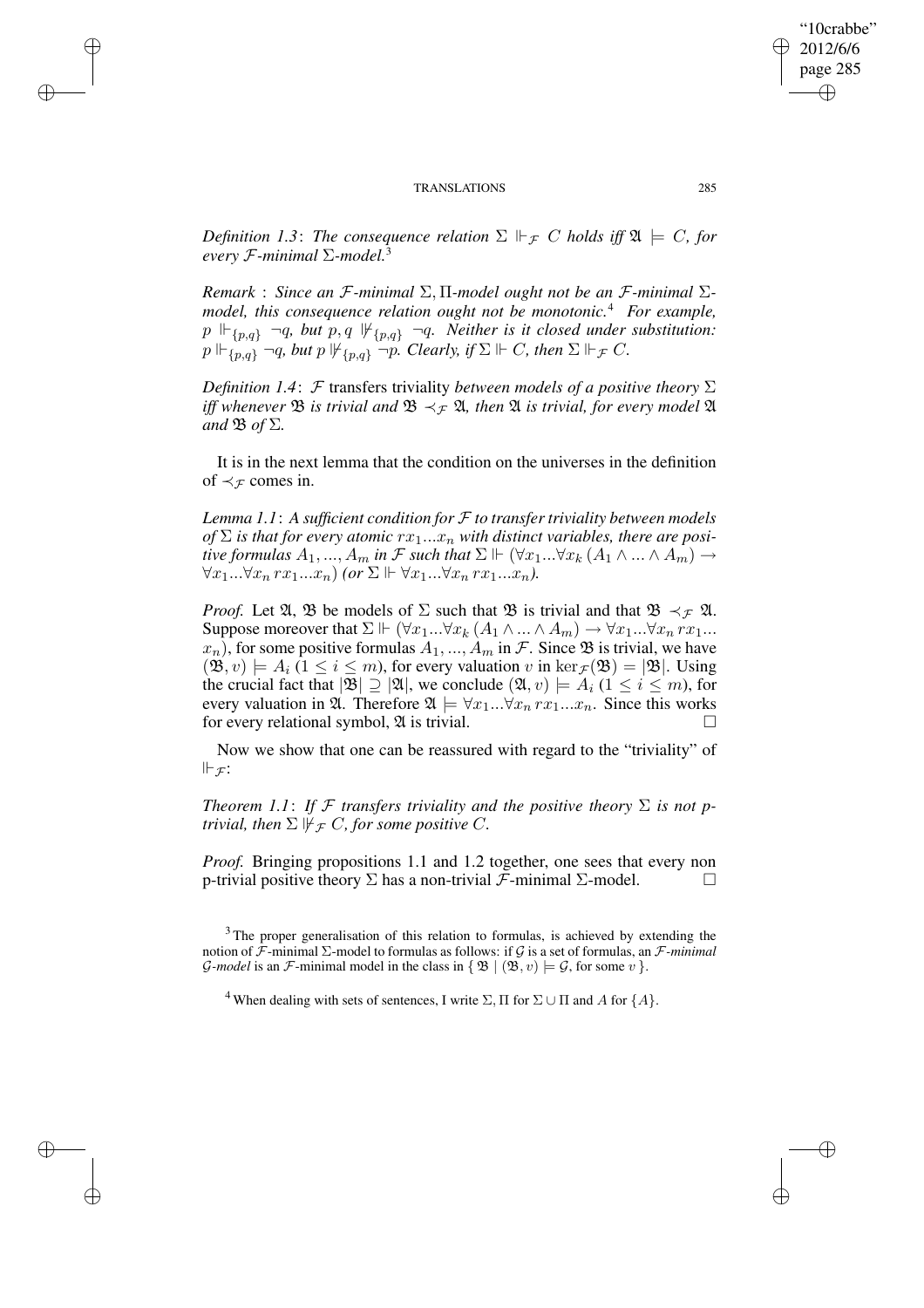*Definition 1.3*: *The consequence relation $\Sigma \Vdash_{\mathcal{F}} C$ holds iff $\mathfrak{A} \models C$, for every $\mathcal{F}$-minimal $\Sigma$-model.*[3]

*Remark* : *Since an $\mathcal{F}$-minimal $\Sigma, \Pi$-model ought not be an $\mathcal{F}$-minimal $\Sigma$-model, this consequence relation ought not be monotonic.*[4] *For example, $p \Vdash_{\{p,q\}} \neg q$, but $p, q \nVdash_{\{p,q\}} \neg q$. Neither is it closed under substitution: $p \Vdash_{\{p,q\}} \neg q$, but $p \nVdash_{\{p,q\}} \neg p$. Clearly, if $\Sigma \Vdash C$, then $\Sigma \Vdash_{\mathcal{F}} C$.*

*Definition 1.4*: $\mathcal{F}$ transfers triviality *between models of a positive theory $\Sigma$ iff whenever $\mathfrak{B}$ is trivial and $\mathfrak{B} \prec_{\mathcal{F}} \mathfrak{A}$, then $\mathfrak{A}$ is trivial, for every model $\mathfrak{A}$ and $\mathfrak{B}$ of $\Sigma$.*

It is in the next lemma that the condition on the universes in the definition of $\prec_{\mathcal{F}}$ comes in.

*Lemma 1.1*: *A sufficient condition for $\mathcal{F}$ to transfer triviality between models of $\Sigma$ is that for every atomic $rx_1...x_n$ with distinct variables, there are positive formulas $A_1, ..., A_m$ in $\mathcal{F}$ such that $\Sigma \Vdash (\forall x_1...\forall x_k (A_1 \wedge ... \wedge A_m) \rightarrow \forall x_1...\forall x_n \, rx_1...x_n)$ (or $\Sigma \Vdash \forall x_1...\forall x_n \, rx_1...x_n$).*

*Proof.* Let $\mathfrak{A}$, $\mathfrak{B}$ be models of $\Sigma$ such that $\mathfrak{B}$ is trivial and that $\mathfrak{B} \prec_{\mathcal{F}} \mathfrak{A}$. Suppose moreover that $\Sigma \Vdash (\forall x_1...\forall x_k (A_1 \wedge ... \wedge A_m) \rightarrow \forall x_1...\forall x_n \, rx_1... x_n)$, for some positive formulas $A_1, ..., A_m$ in $\mathcal{F}$. Since $\mathfrak{B}$ is trivial, we have $(\mathfrak{B}, v) \models A_i$ $(1 \leq i \leq m)$, for every valuation $v$ in $\ker_{\mathcal{F}}(\mathfrak{B}) = |\mathfrak{B}|$. Using the crucial fact that $|\mathfrak{B}| \supseteq |\mathfrak{A}|$, we conclude $(\mathfrak{A}, v) \models A_i$ $(1 \leq i \leq m)$, for every valuation in $\mathfrak{A}$. Therefore $\mathfrak{A} \models \forall x_1...\forall x_n \, rx_1...x_n$. Since this works for every relational symbol, $\mathfrak{A}$ is trivial. $\square$

Now we show that one can be reassured with regard to the "triviality" of $\Vdash_{\mathcal{F}}$:

*Theorem 1.1*: *If $\mathcal{F}$ transfers triviality and the positive theory $\Sigma$ is not p-trivial, then $\Sigma \nVdash_{\mathcal{F}} C$, for some positive $C$.*

*Proof.* Bringing propositions 1.1 and 1.2 together, one sees that every non p-trivial positive theory $\Sigma$ has a non-trivial $\mathcal{F}$-minimal $\Sigma$-model. $\square$

---

[3] The proper generalisation of this relation to formulas, is achieved by extending the notion of $\mathcal{F}$-minimal $\Sigma$-model to formulas as follows: if $\mathcal{G}$ is a set of formulas, an *$\mathcal{F}$-minimal $\mathcal{G}$-model* is an $\mathcal{F}$-minimal model in the class in $\{ \mathfrak{B} \mid (\mathfrak{B}, v) \models \mathcal{G}$, for some $v \}$.

[4] When dealing with sets of sentences, I write $\Sigma, \Pi$ for $\Sigma \cup \Pi$ and $A$ for $\{A\}$.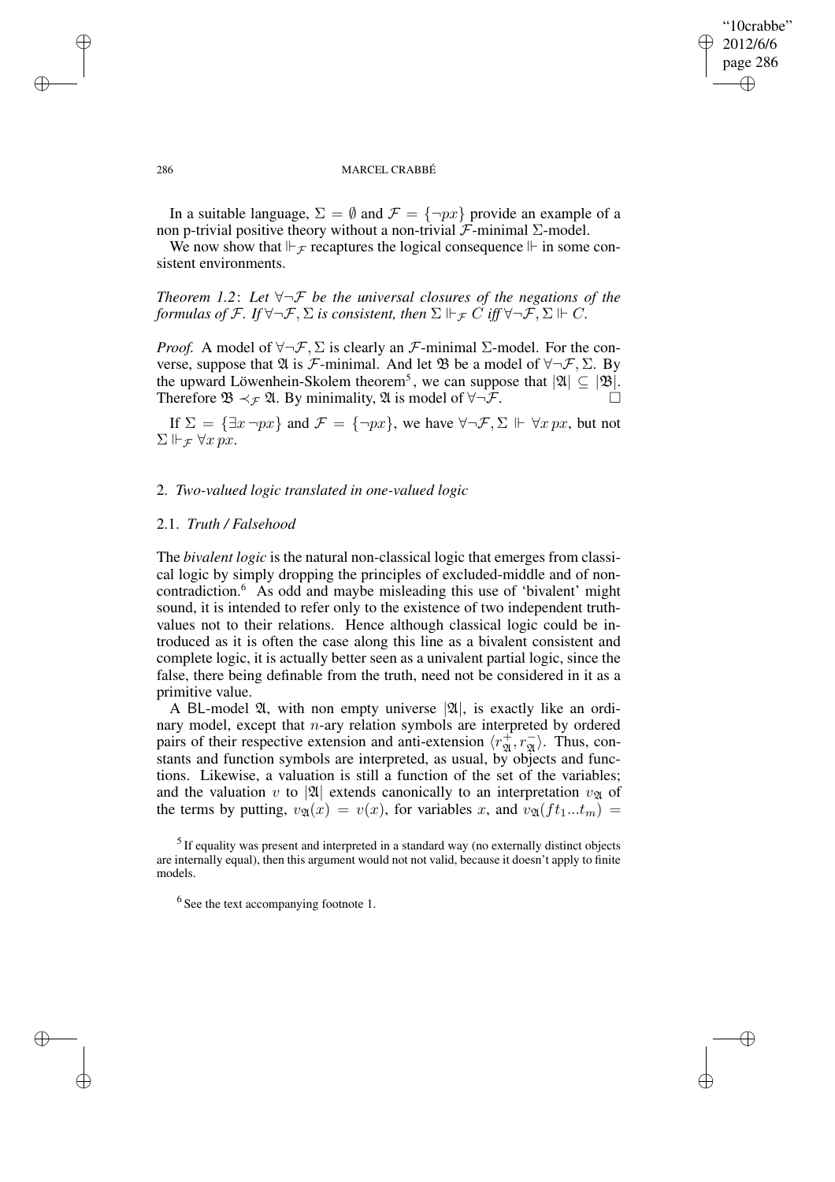In a suitable language, $\Sigma = \emptyset$ and $\mathcal{F} = \{\neg px\}$ provide an example of a non p-trivial positive theory without a non-trivial $\mathcal{F}$-minimal $\Sigma$-model.

We now show that $\Vdash_{\mathcal{F}}$ recaptures the logical consequence $\Vdash$ in some consistent environments.

*Theorem 1.2*: *Let $\forall\neg\mathcal{F}$ be the universal closures of the negations of the formulas of $\mathcal{F}$. If $\forall\neg\mathcal{F}, \Sigma$ is consistent, then $\Sigma \Vdash_{\mathcal{F}} C$ iff $\forall\neg\mathcal{F}, \Sigma \Vdash C$.*

*Proof.* A model of $\forall\neg\mathcal{F}, \Sigma$ is clearly an $\mathcal{F}$-minimal $\Sigma$-model. For the converse, suppose that $\mathfrak{A}$ is $\mathcal{F}$-minimal. And let $\mathfrak{B}$ be a model of $\forall\neg\mathcal{F}, \Sigma$. By the upward Löwenhein-Skolem theorem[5], we can suppose that $|\mathfrak{A}| \subseteq |\mathfrak{B}|$. Therefore $\mathfrak{B} \prec_{\mathcal{F}} \mathfrak{A}$. By minimality, $\mathfrak{A}$ is model of $\forall\neg\mathcal{F}$. □

If $\Sigma = \{\exists x \neg px\}$ and $\mathcal{F} = \{\neg px\}$, we have $\forall\neg\mathcal{F}, \Sigma \Vdash \forall x\, px$, but not $\Sigma \Vdash_{\mathcal{F}} \forall x\, px$.

## 2. *Two-valued logic translated in one-valued logic*

### 2.1. *Truth / Falsehood*

The *bivalent logic* is the natural non-classical logic that emerges from classical logic by simply dropping the principles of excluded-middle and of non-contradiction.[6] As odd and maybe misleading this use of 'bivalent' might sound, it is intended to refer only to the existence of two independent truth-values not to their relations. Hence although classical logic could be introduced as it is often the case along this line as a bivalent consistent and complete logic, it is actually better seen as a univalent partial logic, since the false, there being definable from the truth, need not be considered in it as a primitive value.

A BL-model $\mathfrak{A}$, with non empty universe $|\mathfrak{A}|$, is exactly like an ordinary model, except that $n$-ary relation symbols are interpreted by ordered pairs of their respective extension and anti-extension $\langle r^+_{\mathfrak{A}}, r^-_{\mathfrak{A}}\rangle$. Thus, constants and function symbols are interpreted, as usual, by objects and functions. Likewise, a valuation is still a function of the set of the variables; and the valuation $v$ to $|\mathfrak{A}|$ extends canonically to an interpretation $v_{\mathfrak{A}}$ of the terms by putting, $v_{\mathfrak{A}}(x) = v(x)$, for variables $x$, and $v_{\mathfrak{A}}(ft_1...t_m) =$

[5] If equality was present and interpreted in a standard way (no externally distinct objects are internally equal), then this argument would not not valid, because it doesn't apply to finite models.

[6] See the text accompanying footnote 1.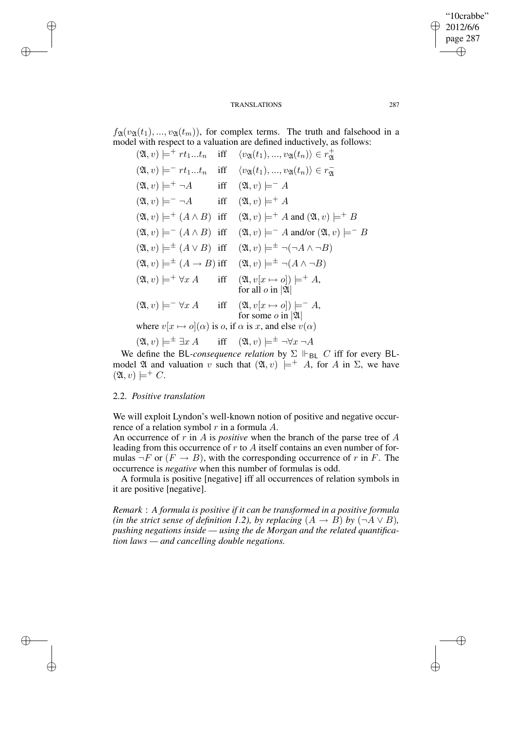$f_{\mathfrak{A}}(v_{\mathfrak{A}}(t_1), ..., v_{\mathfrak{A}}(t_m))$, for complex terms. The truth and falsehood in a model with respect to a valuation are defined inductively, as follows:

$$
\begin{array}{lll}
(\mathfrak{A}, v) \models^+ rt_1...t_n & \text{iff} & \langle v_{\mathfrak{A}}(t_1), ..., v_{\mathfrak{A}}(t_n)\rangle \in r^+_{\mathfrak{A}} \\
(\mathfrak{A}, v) \models^- rt_1...t_n & \text{iff} & \langle v_{\mathfrak{A}}(t_1), ..., v_{\mathfrak{A}}(t_n)\rangle \in r^-_{\mathfrak{A}} \\
(\mathfrak{A}, v) \models^+ \neg A & \text{iff} & (\mathfrak{A}, v) \models^- A \\
(\mathfrak{A}, v) \models^- \neg A & \text{iff} & (\mathfrak{A}, v) \models^+ A \\
(\mathfrak{A}, v) \models^+ (A \wedge B) & \text{iff} & (\mathfrak{A}, v) \models^+ A \text{ and } (\mathfrak{A}, v) \models^+ B \\
(\mathfrak{A}, v) \models^- (A \wedge B) & \text{iff} & (\mathfrak{A}, v) \models^- A \text{ and/or } (\mathfrak{A}, v) \models^- B \\
(\mathfrak{A}, v) \models^\pm (A \vee B) & \text{iff} & (\mathfrak{A}, v) \models^\pm \neg(\neg A \wedge \neg B) \\
(\mathfrak{A}, v) \models^\pm (A \rightarrow B) & \text{iff} & (\mathfrak{A}, v) \models^\pm \neg(A \wedge \neg B) \\
(\mathfrak{A}, v) \models^+ \forall x\, A & \text{iff} & (\mathfrak{A}, v[x \mapsto o]) \models^+ A, \text{ for all } o \text{ in } |\mathfrak{A}| \\
(\mathfrak{A}, v) \models^- \forall x\, A & \text{iff} & (\mathfrak{A}, v[x \mapsto o]) \models^- A, \text{ for some } o \text{ in } |\mathfrak{A}|
\end{array}
$$

where $v[x \mapsto o](\alpha)$ is $o$, if $\alpha$ is $x$, and else $v(\alpha)$

$$(\mathfrak{A}, v) \models^\pm \exists x\, A \quad \text{iff} \quad (\mathfrak{A}, v) \models^\pm \neg\forall x\, \neg A$$

We define the BL-*consequence relation* by $\Sigma \Vdash_{\mathsf{BL}} C$ iff for every BL-model $\mathfrak{A}$ and valuation $v$ such that $(\mathfrak{A}, v) \models^+ A$, for $A$ in $\Sigma$, we have $(\mathfrak{A}, v) \models^+ C$.

### 2.2. *Positive translation*

We will exploit Lyndon's well-known notion of positive and negative occurrence of a relation symbol $r$ in a formula $A$.

An occurrence of $r$ in $A$ is *positive* when the branch of the parse tree of $A$ leading from this occurrence of $r$ to $A$ itself contains an even number of formulas $\neg F$ or $(F \rightarrow B)$, with the corresponding occurrence of $r$ in $F$. The occurrence is *negative* when this number of formulas is odd.

A formula is positive [negative] iff all occurrences of relation symbols in it are positive [negative].

*Remark* : *A formula is positive if it can be transformed in a positive formula (in the strict sense of definition 1.2), by replacing $(A \rightarrow B)$ by $(\neg A \vee B)$, pushing negations inside — using the de Morgan and the related quantification laws — and cancelling double negations.*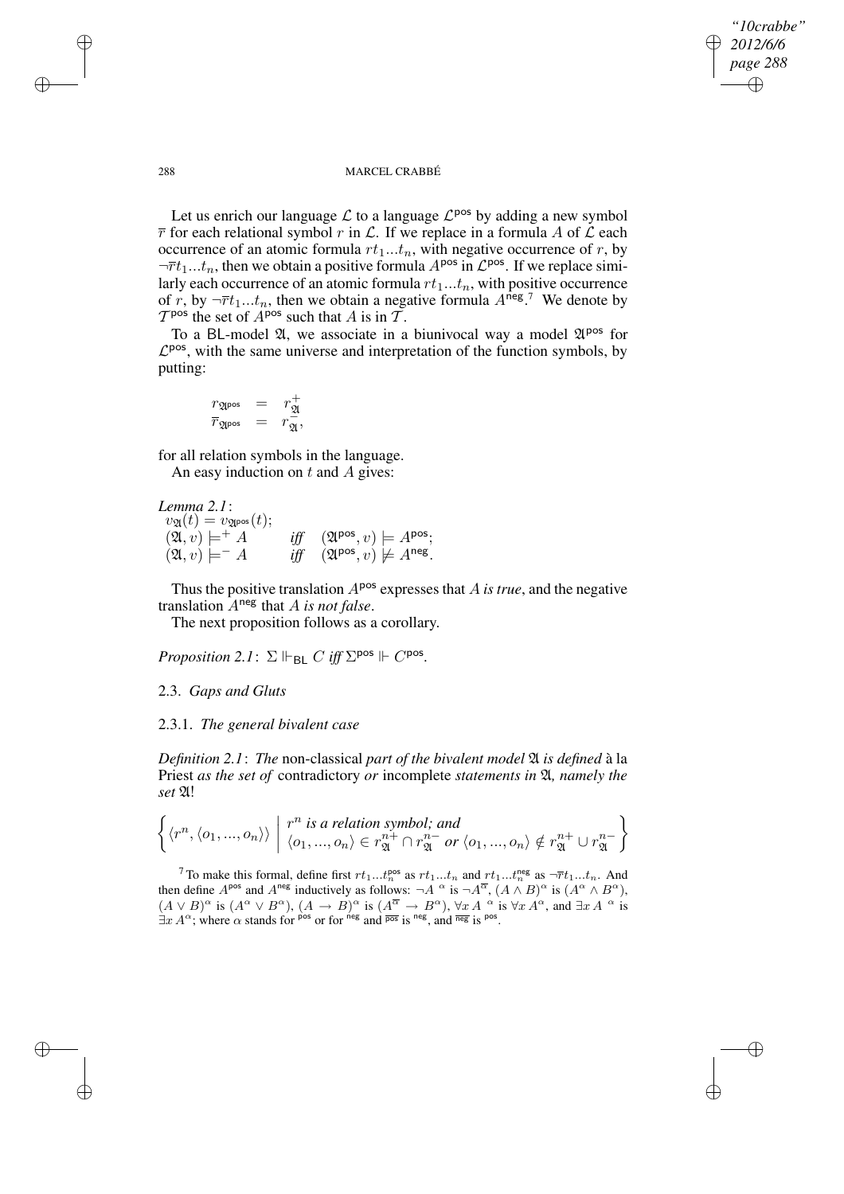Let us enrich our language $\mathcal{L}$ to a language $\mathcal{L}^{\mathsf{pos}}$ by adding a new symbol $\overline{r}$ for each relational symbol $r$ in $\mathcal{L}$. If we replace in a formula $A$ of $\mathcal{L}$ each occurrence of an atomic formula $rt_1...t_n$, with negative occurrence of $r$, by $\neg\overline{r}t_1...t_n$, then we obtain a positive formula $A^{\mathsf{pos}}$ in $\mathcal{L}^{\mathsf{pos}}$. If we replace similarly each occurrence of an atomic formula $rt_1...t_n$, with positive occurrence of $r$, by $\neg\overline{r}t_1...t_n$, then we obtain a negative formula $A^{\mathsf{neg}}$.[7] We denote by $\mathcal{T}^{\mathsf{pos}}$ the set of $A^{\mathsf{pos}}$ such that $A$ is in $\mathcal{T}$.

To a BL-model $\mathfrak{A}$, we associate in a biunivocal way a model $\mathfrak{A}^{\mathsf{pos}}$ for $\mathcal{L}^{\mathsf{pos}}$, with the same universe and interpretation of the function symbols, by putting:

$$\begin{aligned} r_{\mathfrak{A}^{\mathsf{pos}}} &= r^+_{\mathfrak{A}} \\ \overline{r}_{\mathfrak{A}^{\mathsf{pos}}} &= r^-_{\mathfrak{A}}, \end{aligned}$$

for all relation symbols in the language.

An easy induction on $t$ and $A$ gives:

*Lemma 2.1*:

$v_{\mathfrak{A}}(t) = v_{\mathfrak{A}^{\mathsf{pos}}}(t)$;

$(\mathfrak{A}, v) \models^+ A$ *iff* $(\mathfrak{A}^{\mathsf{pos}}, v) \models A^{\mathsf{pos}}$;

$(\mathfrak{A}, v) \models^- A$ *iff* $(\mathfrak{A}^{\mathsf{pos}}, v) \not\models A^{\mathsf{neg}}$.

Thus the positive translation $A^{\mathsf{pos}}$ expresses that $A$ *is true*, and the negative translation $A^{\mathsf{neg}}$ that $A$ *is not false*.

The next proposition follows as a corollary.

*Proposition 2.1*: $\Sigma \Vdash_{\mathsf{BL}} C$ *iff* $\Sigma^{\mathsf{pos}} \Vdash C^{\mathsf{pos}}$.

## 2.3. *Gaps and Gluts*

### 2.3.1. *The general bivalent case*

*Definition 2.1*: *The* non-classical *part of the bivalent model* $\mathfrak{A}$ *is defined* à la Priest *as the set of* contradictory *or* incomplete *statements in* $\mathfrak{A}$*, namely the set* $\mathfrak{A}!$

$$\left\{ \langle r^n, \langle o_1, ..., o_n \rangle \rangle \;\middle|\; \begin{array}{l} r^n \textit{ is a relation symbol; and} \\ \langle o_1, ..., o_n \rangle \in r^{n+}_{\mathfrak{A}} \cap r^{n-}_{\mathfrak{A}} \textit{ or } \langle o_1, ..., o_n \rangle \notin r^{n+}_{\mathfrak{A}} \cup r^{n-}_{\mathfrak{A}} \end{array} \right\}$$

[7] To make this formal, define first $rt_1...t_n^{\mathsf{pos}}$ as $rt_1...t_n$ and $rt_1...t_n^{\mathsf{neg}}$ as $\neg\overline{r}t_1...t_n$. And then define $A^{\mathsf{pos}}$ and $A^{\mathsf{neg}}$ inductively as follows: $\neg A^{\ \alpha}$ is $\neg A^{\overline{\alpha}}$, $(A \wedge B)^\alpha$ is $(A^\alpha \wedge B^\alpha)$, $(A \vee B)^\alpha$ is $(A^\alpha \vee B^\alpha)$, $(A \rightarrow B)^\alpha$ is $(A^{\overline{\alpha}} \rightarrow B^\alpha)$, $\forall x\, A^{\ \alpha}$ is $\forall x\, A^\alpha$, and $\exists x\, A^{\ \alpha}$ is $\exists x\, A^\alpha$; where $\alpha$ stands for $^{\mathsf{pos}}$ or for $^{\mathsf{neg}}$ and $\overline{^{\mathsf{pos}}}$ is $^{\mathsf{neg}}$, and $\overline{^{\mathsf{neg}}}$ is $^{\mathsf{pos}}$.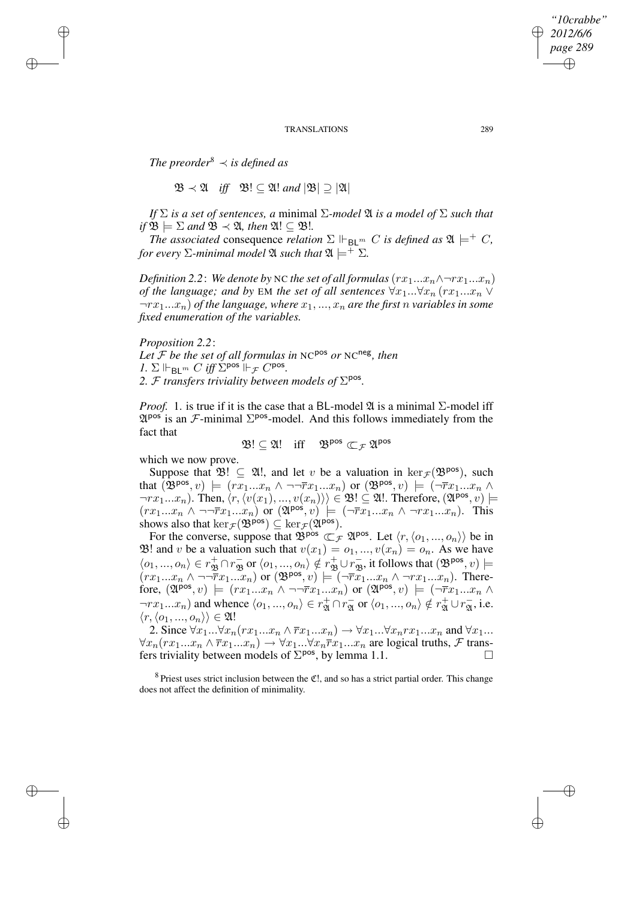*The preorder*[8] $\prec$ *is defined as*

$$\mathfrak{B} \prec \mathfrak{A} \quad \textit{iff} \quad \mathfrak{B}! \subseteq \mathfrak{A}! \textit{ and } |\mathfrak{B}| \supseteq |\mathfrak{A}|$$

*If $\Sigma$ is a set of sentences, a* minimal *$\Sigma$-model $\mathfrak{A}$ is a model of $\Sigma$ such that if $\mathfrak{B} \models \Sigma$ and $\mathfrak{B} \prec \mathfrak{A}$, then $\mathfrak{A}! \subseteq \mathfrak{B}!$.*

*The associated* consequence *relation $\Sigma \Vdash_{\mathsf{BL}^m} C$ is defined as $\mathfrak{A} \models^+ C$, for every $\Sigma$-minimal model $\mathfrak{A}$ such that $\mathfrak{A} \models^+ \Sigma$.*

*Definition 2.2*: *We denote by* NC *the set of all formulas $(rx_1...x_n \wedge \neg rx_1...x_n)$ of the language; and by* EM *the set of all sentences $\forall x_1...\forall x_n\,(rx_1...x_n \vee \neg rx_1...x_n)$ of the language, where $x_1, ..., x_n$ are the first $n$ variables in some fixed enumeration of the variables.*

*Proposition 2.2*:
*Let $\mathcal{F}$ be the set of all formulas in* $\text{NC}^{\mathsf{pos}}$ *or* $\text{NC}^{\mathsf{neg}}$*, then*
*1. $\Sigma \Vdash_{\mathsf{BL}^m} C$ iff $\Sigma^{\mathsf{pos}} \Vdash_{\mathcal{F}} C^{\mathsf{pos}}$.*
*2. $\mathcal{F}$ transfers triviality between models of $\Sigma^{\mathsf{pos}}$.*

*Proof.* 1. is true if it is the case that a $\mathsf{BL}$-model $\mathfrak{A}$ is a minimal $\Sigma$-model iff $\mathfrak{A}^{\mathsf{pos}}$ is an $\mathcal{F}$-minimal $\Sigma^{\mathsf{pos}}$-model. And this follows immediately from the fact that

$$\mathfrak{B}! \subseteq \mathfrak{A}! \quad \text{iff} \quad \mathfrak{B}^{\mathsf{pos}} \Subset_{\mathcal{F}} \mathfrak{A}^{\mathsf{pos}}$$

which we now prove.

Suppose that $\mathfrak{B}! \subseteq \mathfrak{A}!$, and let $v$ be a valuation in $\ker_{\mathcal{F}}(\mathfrak{B}^{\mathsf{pos}})$, such that $(\mathfrak{B}^{\mathsf{pos}}, v) \models (rx_1...x_n \wedge \neg\neg\overline{r}x_1...x_n)$ or $(\mathfrak{B}^{\mathsf{pos}}, v) \models (\neg\overline{r}x_1...x_n \wedge \neg rx_1...x_n)$. Then, $\langle r, \langle v(x_1), ..., v(x_n)\rangle\rangle \in \mathfrak{B}! \subseteq \mathfrak{A}!$. Therefore, $(\mathfrak{A}^{\mathsf{pos}}, v) \models (rx_1...x_n \wedge \neg\neg\overline{r}x_1...x_n)$ or $(\mathfrak{A}^{\mathsf{pos}}, v) \models (\neg\overline{r}x_1...x_n \wedge \neg rx_1...x_n)$. This shows also that $\ker_{\mathcal{F}}(\mathfrak{B}^{\mathsf{pos}}) \subseteq \ker_{\mathcal{F}}(\mathfrak{A}^{\mathsf{pos}})$.

For the converse, suppose that $\mathfrak{B}^{\mathsf{pos}} \Subset_{\mathcal{F}} \mathfrak{A}^{\mathsf{pos}}$. Let $\langle r, \langle o_1, ..., o_n\rangle\rangle$ be in $\mathfrak{B}!$ and $v$ be a valuation such that $v(x_1) = o_1, ..., v(x_n) = o_n$. As we have $\langle o_1, ..., o_n\rangle \in r^+_{\mathfrak{B}} \cap r^-_{\mathfrak{B}}$ or $\langle o_1, ..., o_n\rangle \notin r^+_{\mathfrak{B}} \cup r^-_{\mathfrak{B}}$, it follows that $(\mathfrak{B}^{\mathsf{pos}}, v) \models (rx_1...x_n \wedge \neg\neg\overline{r}x_1...x_n)$ or $(\mathfrak{B}^{\mathsf{pos}}, v) \models (\neg\overline{r}x_1...x_n \wedge \neg rx_1...x_n)$. Therefore, $(\mathfrak{A}^{\mathsf{pos}}, v) \models (rx_1...x_n \wedge \neg\neg\overline{r}x_1...x_n)$ or $(\mathfrak{A}^{\mathsf{pos}}, v) \models (\neg\overline{r}x_1...x_n \wedge \neg rx_1...x_n)$ and whence $\langle o_1, ..., o_n\rangle \in r^+_{\mathfrak{A}} \cap r^-_{\mathfrak{A}}$ or $\langle o_1, ..., o_n\rangle \notin r^+_{\mathfrak{A}} \cup r^-_{\mathfrak{A}}$, i.e. $\langle r, \langle o_1, ..., o_n\rangle\rangle \in \mathfrak{A}!$

2. Since $\forall x_1...\forall x_n(rx_1...x_n \wedge \overline{r}x_1...x_n) \to \forall x_1...\forall x_n rx_1...x_n$ and $\forall x_1...\forall x_n(rx_1...x_n \wedge \overline{r}x_1...x_n) \to \forall x_1...\forall x_n\overline{r}x_1...x_n$ are logical truths, $\mathcal{F}$ transfers triviality between models of $\Sigma^{\mathsf{pos}}$, by lemma 1.1. $\square$

[8] Priest uses strict inclusion between the $\mathfrak{C}!$, and so has a strict partial order. This change does not affect the definition of minimality.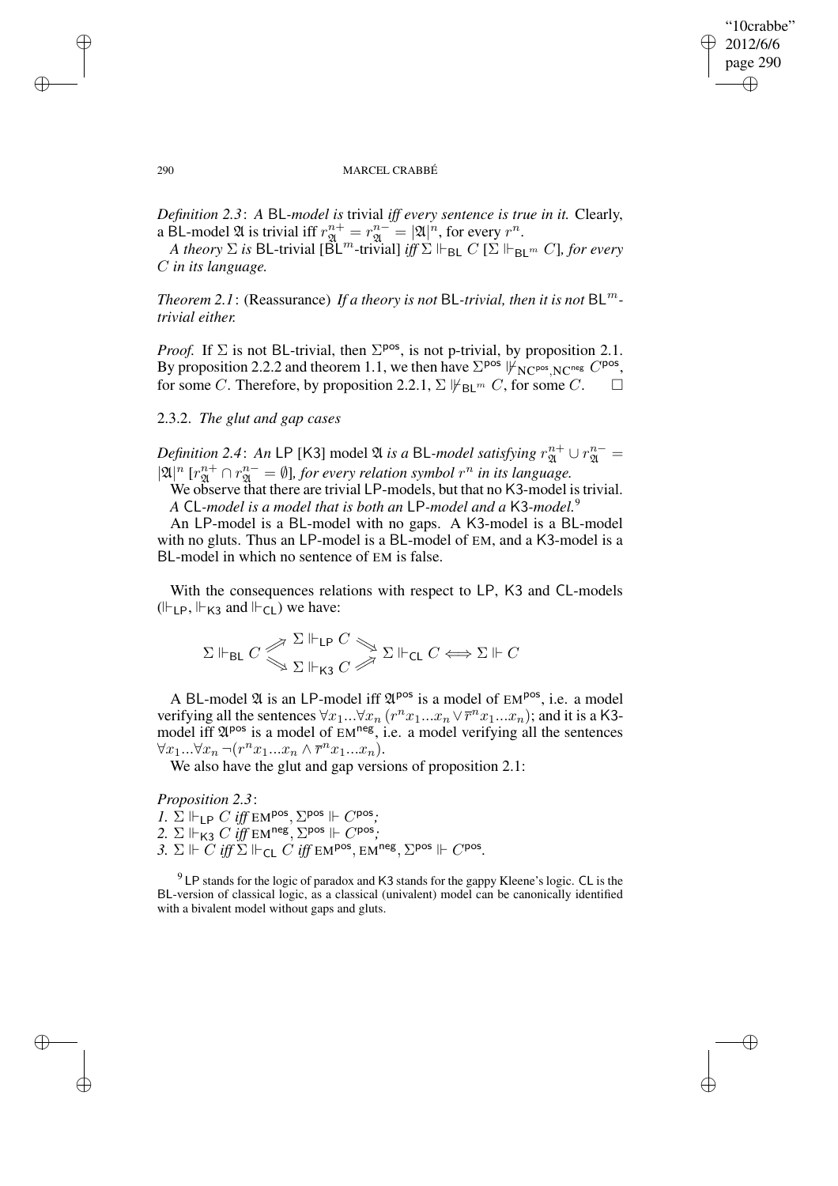*Definition 2.3*: *A* BL*-model is* trivial *iff every sentence is true in it.* Clearly, a BL-model $\mathfrak{A}$ is trivial iff $r^{n+}_{\mathfrak{A}} = r^{n-}_{\mathfrak{A}} = |\mathfrak{A}|^n$, for every $r^n$.

*A theory* $\Sigma$ *is* BL*-trivial* [BL$^m$*-trivial*] *iff* $\Sigma \Vdash_{\mathsf{BL}} C$ [$\Sigma \Vdash_{\mathsf{BL}^m} C$]*, for every* $C$ *in its language.*

*Theorem 2.1*: (Reassurance) *If a theory is not* BL*-trivial, then it is not* BL$^m$*-trivial either.*

*Proof.* If $\Sigma$ is not BL-trivial, then $\Sigma^{\mathsf{pos}}$, is not p-trivial, by proposition 2.1. By proposition 2.2.2 and theorem 1.1, we then have $\Sigma^{\mathsf{pos}} \nVdash_{\mathrm{NC}^{\mathsf{pos}},\mathrm{NC}^{\mathsf{neg}}} C^{\mathsf{pos}}$, for some $C$. Therefore, by proposition 2.2.1, $\Sigma \nVdash_{\mathsf{BL}^m} C$, for some $C$. $\square$

### 2.3.2. *The glut and gap cases*

*Definition 2.4*: *An* LP [K3] model $\mathfrak{A}$ *is a* BL*-model satisfying* $r^{n+}_{\mathfrak{A}} \cup r^{n-}_{\mathfrak{A}} = |\mathfrak{A}|^n$ [$r^{n+}_{\mathfrak{A}} \cap r^{n-}_{\mathfrak{A}} = \emptyset$]*, for every relation symbol* $r^n$ *in its language.*

We observe that there are trivial LP-models, but that no K3-model is trivial.

*A* CL*-model is a model that is both an* LP*-model and a* K3*-model.*[9]

An LP-model is a BL-model with no gaps. A K3-model is a BL-model with no gluts. Thus an LP-model is a BL-model of EM, and a K3-model is a BL-model in which no sentence of EM is false.

With the consequences relations with respect to LP, K3 and CL-models ($\Vdash_{\mathsf{LP}}$, $\Vdash_{\mathsf{K3}}$ and $\Vdash_{\mathsf{CL}}$) we have:

$$\Sigma \Vdash_{\mathsf{BL}} C \;\begin{matrix} \nearrow \; \Sigma \Vdash_{\mathsf{LP}} C \; \searrow \\ \searrow \; \Sigma \Vdash_{\mathsf{K3}} C \; \nearrow \end{matrix}\; \Sigma \Vdash_{\mathsf{CL}} C \Longleftrightarrow \Sigma \Vdash C$$

A BL-model $\mathfrak{A}$ is an LP-model iff $\mathfrak{A}^{\mathsf{pos}}$ is a model of EM$^{\mathsf{pos}}$, i.e. a model verifying all the sentences $\forall x_1 ... \forall x_n\, (r^n x_1 ... x_n \vee \overline{r}^n x_1 ... x_n)$; and it is a K3-model iff $\mathfrak{A}^{\mathsf{pos}}$ is a model of EM$^{\mathsf{neg}}$, i.e. a model verifying all the sentences $\forall x_1 ... \forall x_n\, \neg(r^n x_1 ... x_n \wedge \overline{r}^n x_1 ... x_n)$.

We also have the glut and gap versions of proposition 2.1:

*Proposition 2.3*:
*1.* $\Sigma \Vdash_{\mathsf{LP}} C$ *iff* EM$^{\mathsf{pos}}$, $\Sigma^{\mathsf{pos}} \Vdash C^{\mathsf{pos}}$*;*
*2.* $\Sigma \Vdash_{\mathsf{K3}} C$ *iff* EM$^{\mathsf{neg}}$, $\Sigma^{\mathsf{pos}} \Vdash C^{\mathsf{pos}}$*;*
*3.* $\Sigma \Vdash C$ *iff* $\Sigma \Vdash_{\mathsf{CL}} C$ *iff* EM$^{\mathsf{pos}}$, EM$^{\mathsf{neg}}$, $\Sigma^{\mathsf{pos}} \Vdash C^{\mathsf{pos}}$.

[9] LP stands for the logic of paradox and K3 stands for the gappy Kleene's logic. CL is the BL-version of classical logic, as a classical (univalent) model can be canonically identified with a bivalent model without gaps and gluts.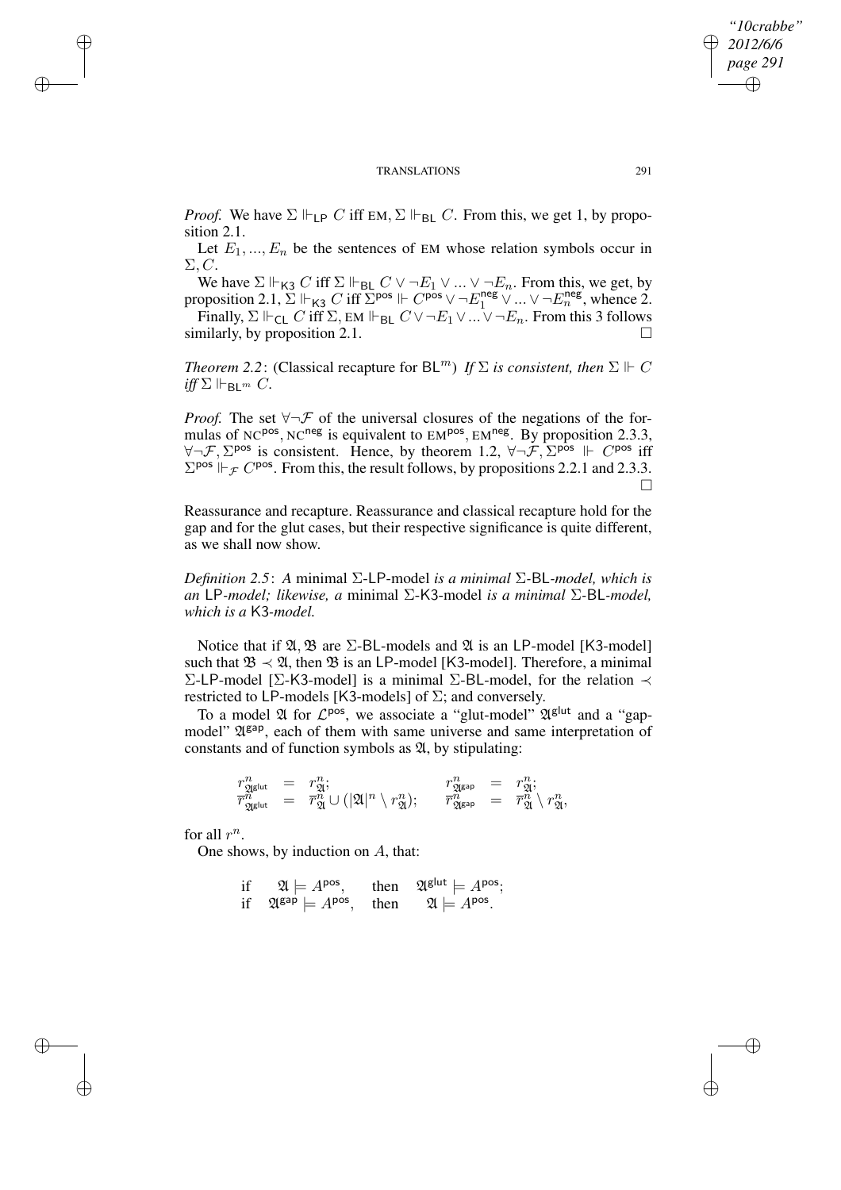*Proof.* We have $\Sigma \Vdash_{\mathsf{LP}} C$ iff EM, $\Sigma \Vdash_{\mathsf{BL}} C$. From this, we get 1, by proposition 2.1.

Let $E_1, ..., E_n$ be the sentences of EM whose relation symbols occur in $\Sigma, C$.

We have $\Sigma \Vdash_{\mathsf{K3}} C$ iff $\Sigma \Vdash_{\mathsf{BL}} C \vee \neg E_1 \vee ... \vee \neg E_n$. From this, we get, by proposition 2.1, $\Sigma \Vdash_{\mathsf{K3}} C$ iff $\Sigma^{\mathsf{pos}} \Vdash C^{\mathsf{pos}} \vee \neg E_1^{\mathsf{neg}} \vee ... \vee \neg E_n^{\mathsf{neg}}$, whence 2.

Finally, $\Sigma \Vdash_{\mathsf{CL}} C$ iff $\Sigma$, EM $\Vdash_{\mathsf{BL}} C \vee \neg E_1 \vee ... \vee \neg E_n$. From this 3 follows similarly, by proposition 2.1. □

*Theorem 2.2*: (Classical recapture for $\mathsf{BL}^m$) *If $\Sigma$ is consistent, then $\Sigma \Vdash C$ iff $\Sigma \Vdash_{\mathsf{BL}^m} C$.*

*Proof.* The set $\forall\neg\mathcal{F}$ of the universal closures of the negations of the formulas of NC$^{\mathsf{pos}}$, NC$^{\mathsf{neg}}$ is equivalent to EM$^{\mathsf{pos}}$, EM$^{\mathsf{neg}}$. By proposition 2.3.3, $\forall\neg\mathcal{F}, \Sigma^{\mathsf{pos}}$ is consistent. Hence, by theorem 1.2, $\forall\neg\mathcal{F}, \Sigma^{\mathsf{pos}} \Vdash C^{\mathsf{pos}}$ iff $\Sigma^{\mathsf{pos}} \Vdash_{\mathcal{F}} C^{\mathsf{pos}}$. From this, the result follows, by propositions 2.2.1 and 2.3.3. □

Reassurance and recapture. Reassurance and classical recapture hold for the gap and for the glut cases, but their respective significance is quite different, as we shall now show.

*Definition 2.5*: *A* minimal $\Sigma$-LP-model *is a minimal $\Sigma$-BL-model, which is an* LP*-model; likewise, a* minimal $\Sigma$-K3-model *is a minimal $\Sigma$-BL-model, which is a* K3*-model.*

Notice that if $\mathfrak{A}, \mathfrak{B}$ are $\Sigma$-BL-models and $\mathfrak{A}$ is an LP-model [K3-model] such that $\mathfrak{B} \prec \mathfrak{A}$, then $\mathfrak{B}$ is an LP-model [K3-model]. Therefore, a minimal $\Sigma$-LP-model [$\Sigma$-K3-model] is a minimal $\Sigma$-BL-model, for the relation $\prec$ restricted to LP-models [K3-models] of $\Sigma$; and conversely.

To a model $\mathfrak{A}$ for $\mathcal{L}^{\mathsf{pos}}$, we associate a "glut-model" $\mathfrak{A}^{\mathsf{glut}}$ and a "gap-model" $\mathfrak{A}^{\mathsf{gap}}$, each of them with same universe and same interpretation of constants and of function symbols as $\mathfrak{A}$, by stipulating:

$$
\begin{array}{rclcrcl}
r^n_{\mathfrak{A}^{\mathsf{glut}}} & = & r^n_{\mathfrak{A}}; & \qquad & r^n_{\mathfrak{A}^{\mathsf{gap}}} & = & r^n_{\mathfrak{A}}; \\
\overline{r}^n_{\mathfrak{A}^{\mathsf{glut}}} & = & \overline{r}^n_{\mathfrak{A}} \cup (|\mathfrak{A}|^n \setminus r^n_{\mathfrak{A}}); & \qquad & \overline{r}^n_{\mathfrak{A}^{\mathsf{gap}}} & = & \overline{r}^n_{\mathfrak{A}} \setminus r^n_{\mathfrak{A}},
\end{array}
$$

for all $r^n$.

One shows, by induction on $A$, that:

$$
\begin{array}{llll}
\text{if} & \mathfrak{A} \models A^{\mathsf{pos}}, & \text{then} & \mathfrak{A}^{\mathsf{glut}} \models A^{\mathsf{pos}}; \\
\text{if} & \mathfrak{A}^{\mathsf{gap}} \models A^{\mathsf{pos}}, & \text{then} & \mathfrak{A} \models A^{\mathsf{pos}}.
\end{array}
$$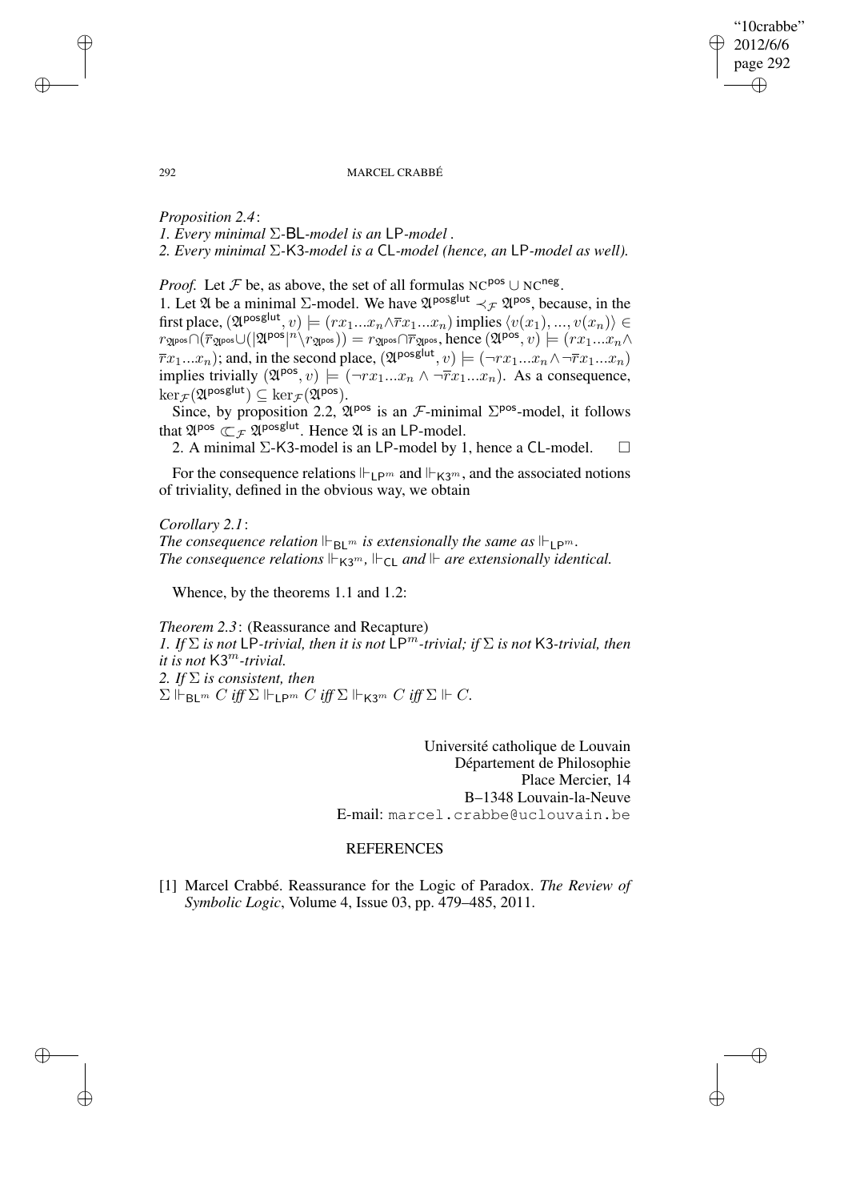*Proposition 2.4*:
*1. Every minimal* $\Sigma$*-*$\mathsf{BL}$*-model is an* $\mathsf{LP}$*-model .*
*2. Every minimal* $\Sigma$*-*$\mathsf{K3}$*-model is a* $\mathsf{CL}$*-model (hence, an* $\mathsf{LP}$*-model as well).*

*Proof.* Let $\mathcal{F}$ be, as above, the set of all formulas $\text{NC}^{\mathsf{pos}} \cup \text{NC}^{\mathsf{neg}}$.
1. Let $\mathfrak{A}$ be a minimal $\Sigma$-model. We have $\mathfrak{A}^{\mathsf{posglut}} \prec_{\mathcal{F}} \mathfrak{A}^{\mathsf{pos}}$, because, in the first place, $(\mathfrak{A}^{\mathsf{posglut}}, v) \models (rx_1...x_n \wedge \overline{r}x_1...x_n)$ implies $\langle v(x_1), ..., v(x_n)\rangle \in r_{\mathfrak{A}^{\mathsf{pos}}} \cap (\overline{r}_{\mathfrak{A}^{\mathsf{pos}}} \cup (|\mathfrak{A}^{\mathsf{pos}}|^n \backslash r_{\mathfrak{A}^{\mathsf{pos}}})) = r_{\mathfrak{A}^{\mathsf{pos}}} \cap \overline{r}_{\mathfrak{A}^{\mathsf{pos}}}$, hence $(\mathfrak{A}^{\mathsf{pos}}, v) \models (rx_1...x_n \wedge \overline{r}x_1...x_n)$; and, in the second place, $(\mathfrak{A}^{\mathsf{posglut}}, v) \models (\neg rx_1...x_n \wedge \neg \overline{r}x_1...x_n)$ implies trivially $(\mathfrak{A}^{\mathsf{pos}}, v) \models (\neg rx_1...x_n \wedge \neg \overline{r}x_1...x_n)$. As a consequence, $\ker_{\mathcal{F}}(\mathfrak{A}^{\mathsf{posglut}}) \subseteq \ker_{\mathcal{F}}(\mathfrak{A}^{\mathsf{pos}})$.

Since, by proposition 2.2, $\mathfrak{A}^{\mathsf{pos}}$ is an $\mathcal{F}$-minimal $\Sigma^{\mathsf{pos}}$-model, it follows that $\mathfrak{A}^{\mathsf{pos}} \Subset_{\mathcal{F}} \mathfrak{A}^{\mathsf{posglut}}$. Hence $\mathfrak{A}$ is an $\mathsf{LP}$-model.

2. A minimal $\Sigma$-$\mathsf{K3}$-model is an $\mathsf{LP}$-model by 1, hence a $\mathsf{CL}$-model. $\square$

For the consequence relations $\Vdash_{\mathsf{LP}^m}$ and $\Vdash_{\mathsf{K3}^m}$, and the associated notions of triviality, defined in the obvious way, we obtain

*Corollary 2.1*:
*The consequence relation* $\Vdash_{\mathsf{BL}^m}$ *is extensionally the same as* $\Vdash_{\mathsf{LP}^m}$*.*
*The consequence relations* $\Vdash_{\mathsf{K3}^m}$*,* $\Vdash_{\mathsf{CL}}$ *and* $\Vdash$ *are extensionally identical.*

Whence, by the theorems 1.1 and 1.2:

*Theorem 2.3*: (Reassurance and Recapture)
*1. If* $\Sigma$ *is not* $\mathsf{LP}$*-trivial, then it is not* $\mathsf{LP}^m$*-trivial; if* $\Sigma$ *is not* $\mathsf{K3}$*-trivial, then it is not* $\mathsf{K3}^m$*-trivial.*
*2. If* $\Sigma$ *is consistent, then*
$\Sigma \Vdash_{\mathsf{BL}^m} C$ *iff* $\Sigma \Vdash_{\mathsf{LP}^m} C$ *iff* $\Sigma \Vdash_{\mathsf{K3}^m} C$ *iff* $\Sigma \Vdash C$*.*

Université catholique de Louvain
Département de Philosophie
Place Mercier, 14
B–1348 Louvain-la-Neuve
E-mail: marcel.crabbe@uclouvain.be

## REFERENCES

[1] Marcel Crabbé. Reassurance for the Logic of Paradox. *The Review of Symbolic Logic*, Volume 4, Issue 03, pp. 479–485, 2011.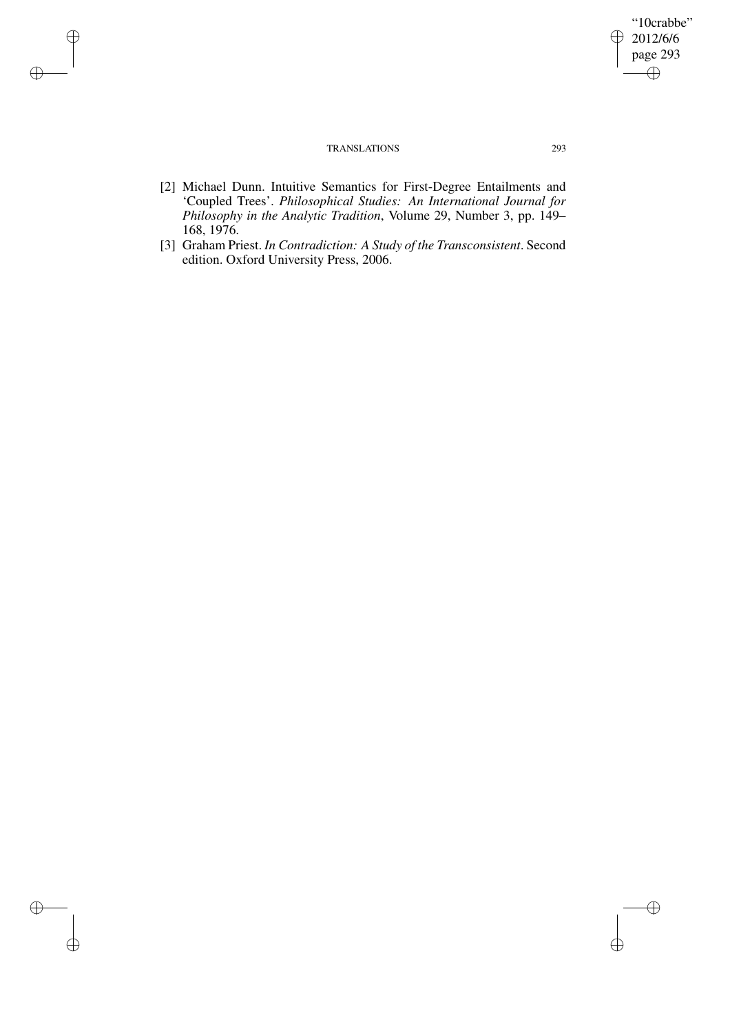[2] Michael Dunn. Intuitive Semantics for First-Degree Entailments and 'Coupled Trees'. *Philosophical Studies: An International Journal for Philosophy in the Analytic Tradition*, Volume 29, Number 3, pp. 149–168, 1976.

[3] Graham Priest. *In Contradiction: A Study of the Transconsistent*. Second edition. Oxford University Press, 2006.